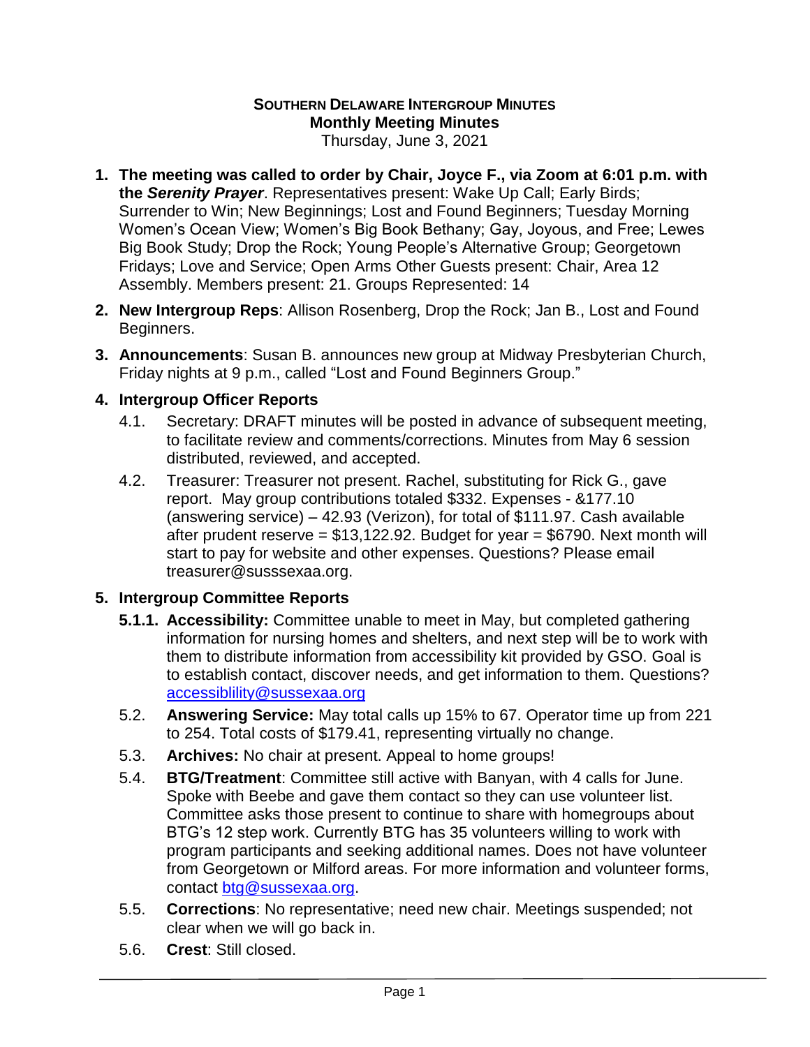**SOUTHERN DELAWARE INTERGROUP MINUTES**
**Monthly Meeting Minutes**
Thursday, June 3, 2021

1. **The meeting was called to order by Chair, Joyce F., via Zoom at 6:01 p.m. with the *Serenity Prayer*.** Representatives present: Wake Up Call; Early Birds; Surrender to Win; New Beginnings; Lost and Found Beginners; Tuesday Morning Women's Ocean View; Women's Big Book Bethany; Gay, Joyous, and Free; Lewes Big Book Study; Drop the Rock; Young People's Alternative Group; Georgetown Fridays; Love and Service; Open Arms Other Guests present: Chair, Area 12 Assembly. Members present: 21. Groups Represented: 14
2. **New Intergroup Reps**: Allison Rosenberg, Drop the Rock; Jan B., Lost and Found Beginners.
3. **Announcements**: Susan B. announces new group at Midway Presbyterian Church, Friday nights at 9 p.m., called "Lost and Found Beginners Group."
4. **Intergroup Officer Reports**
   - 4.1. Secretary: DRAFT minutes will be posted in advance of subsequent meeting, to facilitate review and comments/corrections. Minutes from May 6 session distributed, reviewed, and accepted.
   - 4.2. Treasurer: Treasurer not present. Rachel, substituting for Rick G., gave report. May group contributions totaled $332. Expenses - &177.10 (answering service) – 42.93 (Verizon), for total of $111.97. Cash available after prudent reserve = $13,122.92. Budget for year = $6790. Next month will start to pay for website and other expenses. Questions? Please email treasurer@susssexaa.org.
5. **Intergroup Committee Reports**
   - **5.1.1. Accessibility:** Committee unable to meet in May, but completed gathering information for nursing homes and shelters, and next step will be to work with them to distribute information from accessibility kit provided by GSO. Goal is to establish contact, discover needs, and get information to them. Questions? accessiblility@sussexaa.org
   - 5.2. **Answering Service:** May total calls up 15% to 67. Operator time up from 221 to 254. Total costs of $179.41, representing virtually no change.
   - 5.3. **Archives:** No chair at present. Appeal to home groups!
   - 5.4. **BTG/Treatment**: Committee still active with Banyan, with 4 calls for June. Spoke with Beebe and gave them contact so they can use volunteer list. Committee asks those present to continue to share with homegroups about BTG's 12 step work. Currently BTG has 35 volunteers willing to work with program participants and seeking additional names. Does not have volunteer from Georgetown or Milford areas. For more information and volunteer forms, contact btg@sussexaa.org.
   - 5.5. **Corrections**: No representative; need new chair. Meetings suspended; not clear when we will go back in.
   - 5.6. **Crest**: Still closed.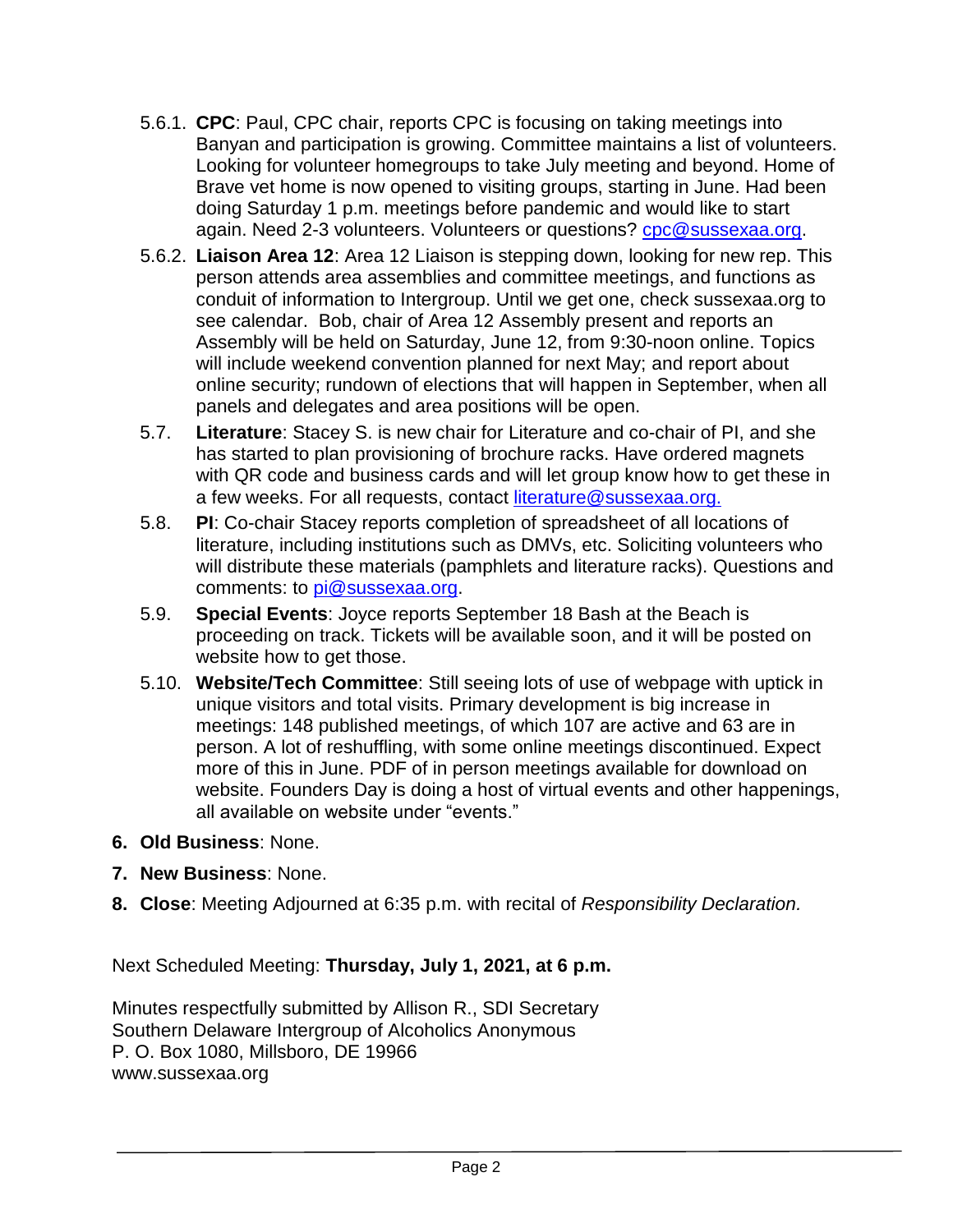- 5.6.1. **CPC**: Paul, CPC chair, reports CPC is focusing on taking meetings into Banyan and participation is growing. Committee maintains a list of volunteers. Looking for volunteer homegroups to take July meeting and beyond. Home of Brave vet home is now opened to visiting groups, starting in June. Had been doing Saturday 1 p.m. meetings before pandemic and would like to start again. Need 2-3 volunteers. Volunteers or questions? cpc@sussexaa.org.
- 5.6.2. **Liaison Area 12**: Area 12 Liaison is stepping down, looking for new rep. This person attends area assemblies and committee meetings, and functions as conduit of information to Intergroup. Until we get one, check sussexaa.org to see calendar. Bob, chair of Area 12 Assembly present and reports an Assembly will be held on Saturday, June 12, from 9:30-noon online. Topics will include weekend convention planned for next May; and report about online security; rundown of elections that will happen in September, when all panels and delegates and area positions will be open.
- 5.7. **Literature**: Stacey S. is new chair for Literature and co-chair of PI, and she has started to plan provisioning of brochure racks. Have ordered magnets with QR code and business cards and will let group know how to get these in a few weeks. For all requests, contact literature@sussexaa.org.
- 5.8. **PI**: Co-chair Stacey reports completion of spreadsheet of all locations of literature, including institutions such as DMVs, etc. Soliciting volunteers who will distribute these materials (pamphlets and literature racks). Questions and comments: to pi@sussexaa.org.
- 5.9. **Special Events**: Joyce reports September 18 Bash at the Beach is proceeding on track. Tickets will be available soon, and it will be posted on website how to get those.
- 5.10. **Website/Tech Committee**: Still seeing lots of use of webpage with uptick in unique visitors and total visits. Primary development is big increase in meetings: 148 published meetings, of which 107 are active and 63 are in person. A lot of reshuffling, with some online meetings discontinued. Expect more of this in June. PDF of in person meetings available for download on website. Founders Day is doing a host of virtual events and other happenings, all available on website under "events."

6. **Old Business**: None.
7. **New Business**: None.
8. **Close**: Meeting Adjourned at 6:35 p.m. with recital of *Responsibility Declaration.*

Next Scheduled Meeting: **Thursday, July 1, 2021, at 6 p.m.**

Minutes respectfully submitted by Allison R., SDI Secretary
Southern Delaware Intergroup of Alcoholics Anonymous
P. O. Box 1080, Millsboro, DE 19966
www.sussexaa.org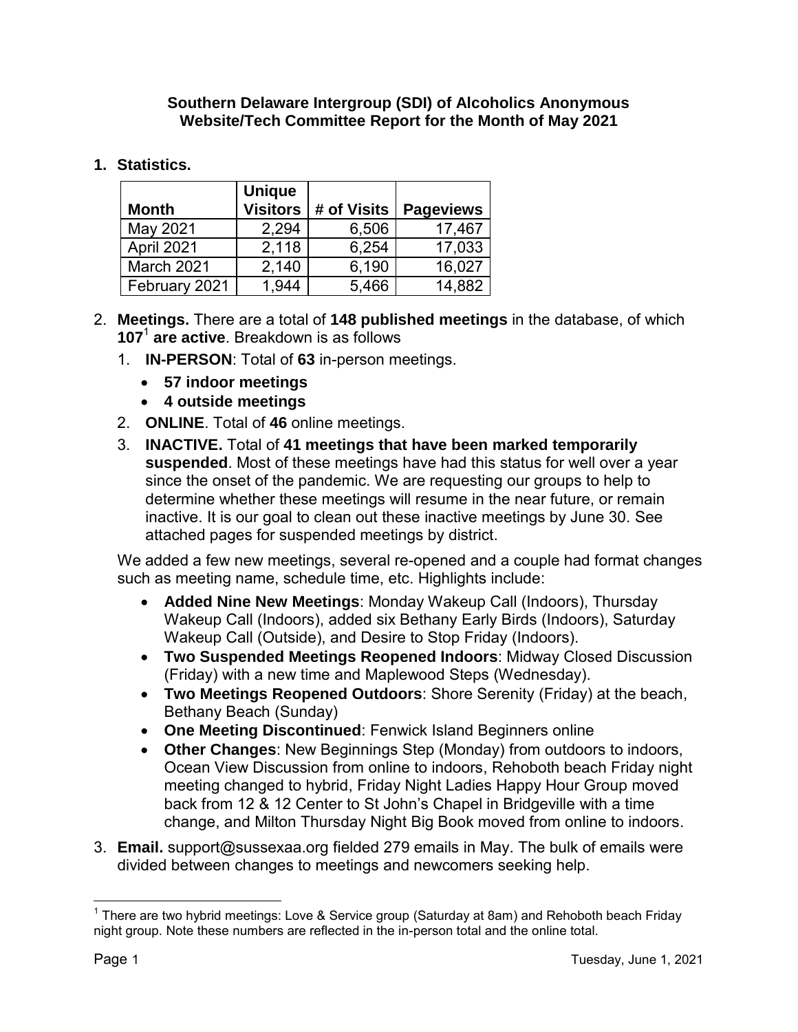**Southern Delaware Intergroup (SDI) of Alcoholics Anonymous**
**Website/Tech Committee Report for the Month of May 2021**

1. **Statistics.**

| Month | Unique Visitors | # of Visits | Pageviews |
|---|---|---|---|
| May 2021 | 2,294 | 6,506 | 17,467 |
| April 2021 | 2,118 | 6,254 | 17,033 |
| March 2021 | 2,140 | 6,190 | 16,027 |
| February 2021 | 1,944 | 5,466 | 14,882 |

2. **Meetings.** There are a total of **148 published meetings** in the database, of which **107**[1] **are active**. Breakdown is as follows
   1. **IN-PERSON**: Total of **63** in-person meetings.
      - **57 indoor meetings**
      - **4 outside meetings**
   2. **ONLINE**. Total of **46** online meetings.
   3. **INACTIVE.** Total of **41 meetings that have been marked temporarily suspended**. Most of these meetings have had this status for well over a year since the onset of the pandemic. We are requesting our groups to help to determine whether these meetings will resume in the near future, or remain inactive. It is our goal to clean out these inactive meetings by June 30. See attached pages for suspended meetings by district.

   We added a few new meetings, several re-opened and a couple had format changes such as meeting name, schedule time, etc. Highlights include:

   - **Added Nine New Meetings**: Monday Wakeup Call (Indoors), Thursday Wakeup Call (Indoors), added six Bethany Early Birds (Indoors), Saturday Wakeup Call (Outside), and Desire to Stop Friday (Indoors).
   - **Two Suspended Meetings Reopened Indoors**: Midway Closed Discussion (Friday) with a new time and Maplewood Steps (Wednesday).
   - **Two Meetings Reopened Outdoors**: Shore Serenity (Friday) at the beach, Bethany Beach (Sunday)
   - **One Meeting Discontinued**: Fenwick Island Beginners online
   - **Other Changes**: New Beginnings Step (Monday) from outdoors to indoors, Ocean View Discussion from online to indoors, Rehoboth beach Friday night meeting changed to hybrid, Friday Night Ladies Happy Hour Group moved back from 12 & 12 Center to St John's Chapel in Bridgeville with a time change, and Milton Thursday Night Big Book moved from online to indoors.

3. **Email.** support@sussexaa.org fielded 279 emails in May. The bulk of emails were divided between changes to meetings and newcomers seeking help.

[1] There are two hybrid meetings: Love & Service group (Saturday at 8am) and Rehoboth beach Friday night group. Note these numbers are reflected in the in-person total and the online total.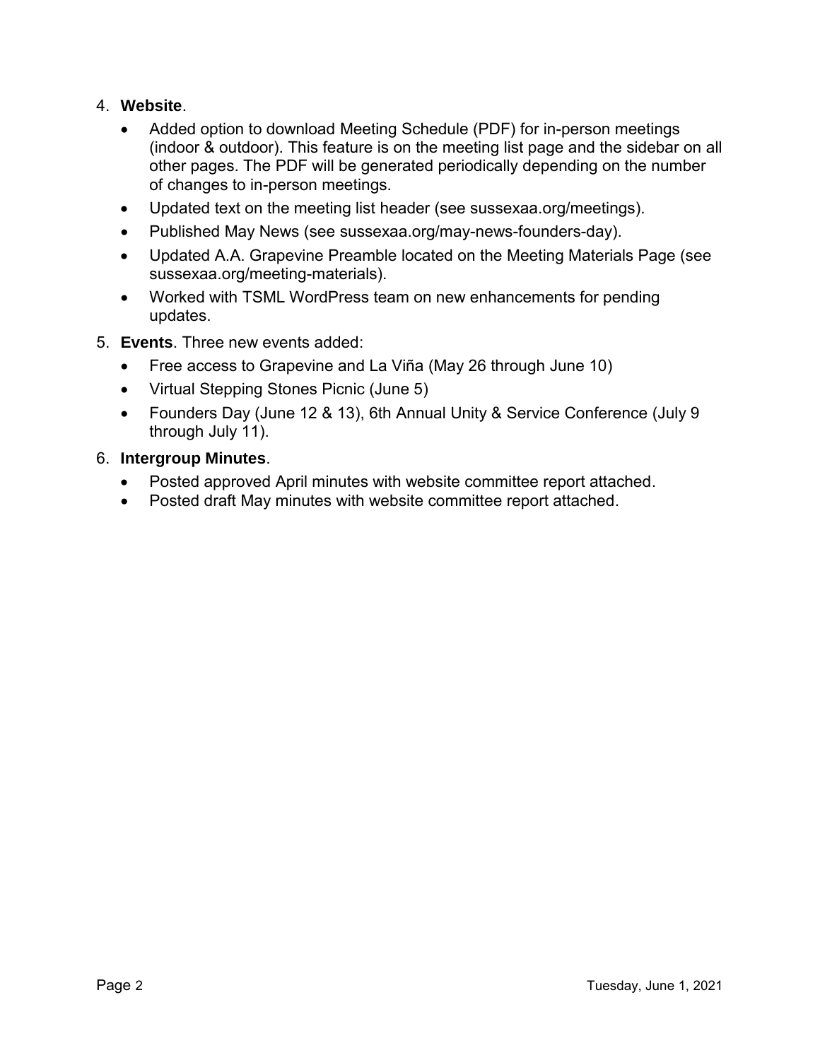4. **Website**.
    - Added option to download Meeting Schedule (PDF) for in-person meetings (indoor & outdoor). This feature is on the meeting list page and the sidebar on all other pages. The PDF will be generated periodically depending on the number of changes to in-person meetings.
    - Updated text on the meeting list header (see sussexaa.org/meetings).
    - Published May News (see sussexaa.org/may-news-founders-day).
    - Updated A.A. Grapevine Preamble located on the Meeting Materials Page (see sussexaa.org/meeting-materials).
    - Worked with TSML WordPress team on new enhancements for pending updates.
5. **Events**. Three new events added:
    - Free access to Grapevine and La Viña (May 26 through June 10)
    - Virtual Stepping Stones Picnic (June 5)
    - Founders Day (June 12 & 13), 6th Annual Unity & Service Conference (July 9 through July 11).
6. **Intergroup Minutes**.
    - Posted approved April minutes with website committee report attached.
    - Posted draft May minutes with website committee report attached.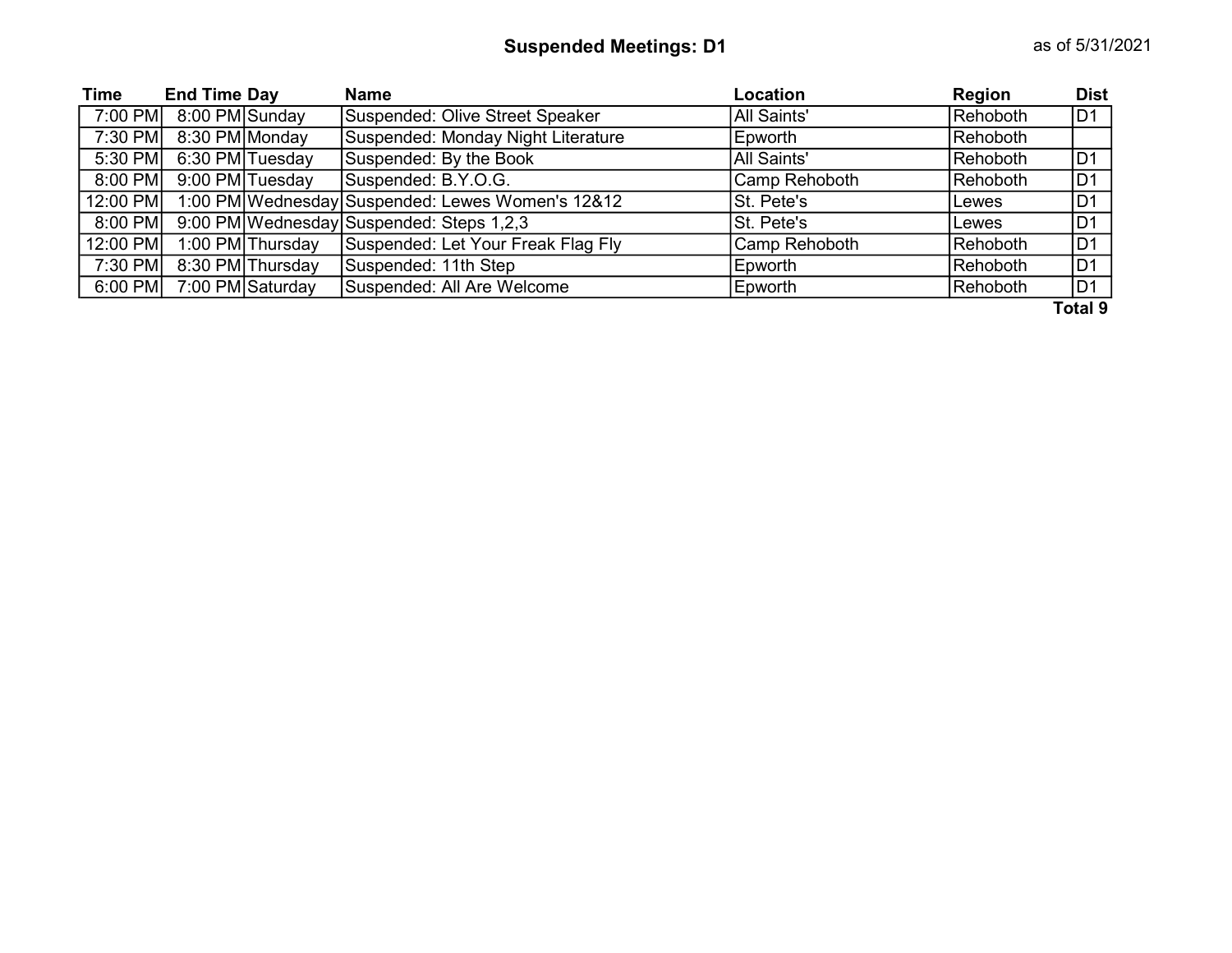## Suspended Meetings: D1

as of 5/31/2021

| Time | End Time | Day | Name | Location | Region | Dist |
|---|---|---|---|---|---|---|
| 7:00 PM | 8:00 PM | Sunday | Suspended: Olive Street Speaker | All Saints' | Rehoboth | D1 |
| 7:30 PM | 8:30 PM | Monday | Suspended: Monday Night Literature | Epworth | Rehoboth | |
| 5:30 PM | 6:30 PM | Tuesday | Suspended: By the Book | All Saints' | Rehoboth | D1 |
| 8:00 PM | 9:00 PM | Tuesday | Suspended: B.Y.O.G. | Camp Rehoboth | Rehoboth | D1 |
| 12:00 PM | 1:00 PM | Wednesday | Suspended: Lewes Women's 12&12 | St. Pete's | Lewes | D1 |
| 8:00 PM | 9:00 PM | Wednesday | Suspended: Steps 1,2,3 | St. Pete's | Lewes | D1 |
| 12:00 PM | 1:00 PM | Thursday | Suspended: Let Your Freak Flag Fly | Camp Rehoboth | Rehoboth | D1 |
| 7:30 PM | 8:30 PM | Thursday | Suspended: 11th Step | Epworth | Rehoboth | D1 |
| 6:00 PM | 7:00 PM | Saturday | Suspended: All Are Welcome | Epworth | Rehoboth | D1 |

**Total 9**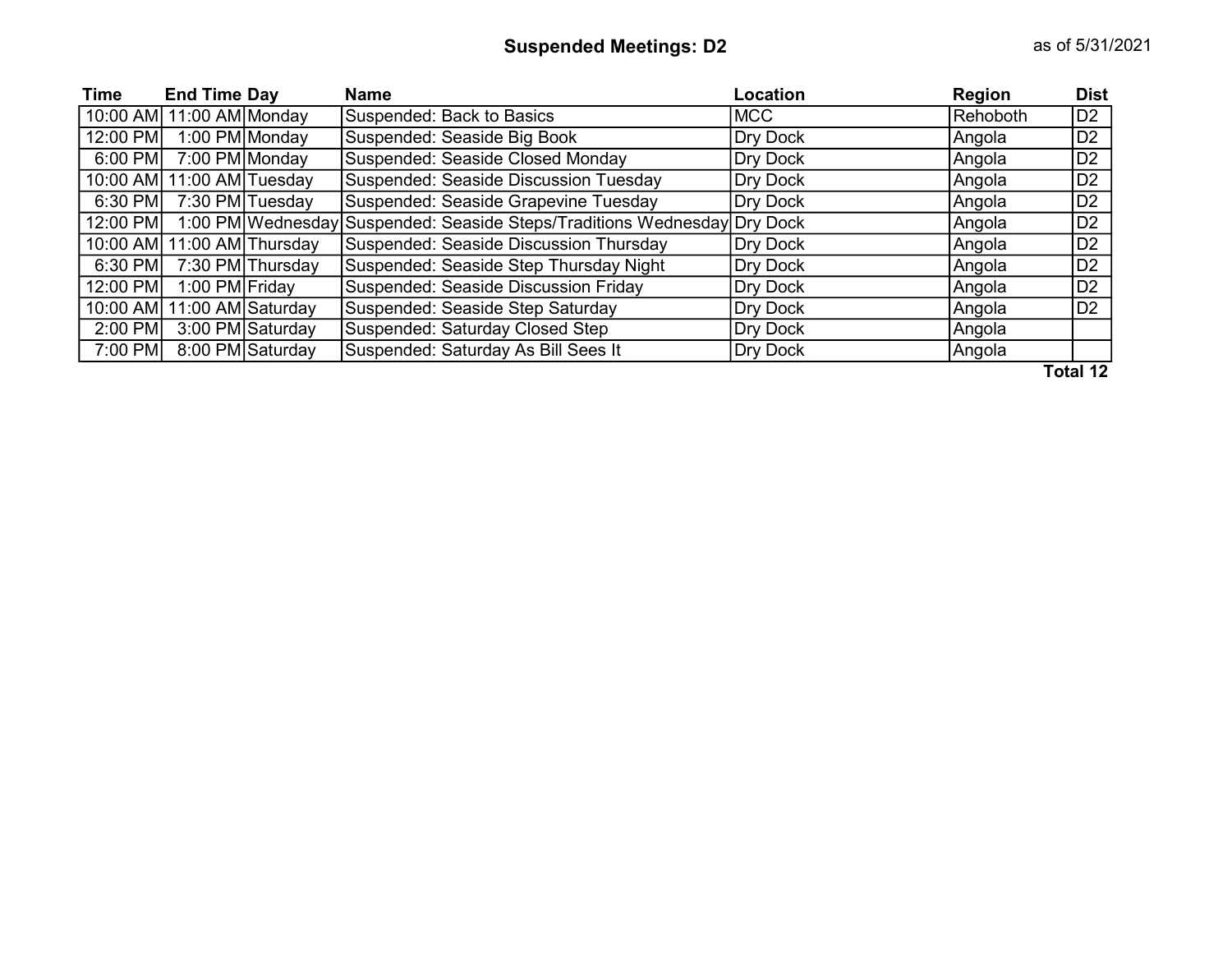## Suspended Meetings: D2

as of 5/31/2021

| Time | End Time | Day | Name | Location | Region | Dist |
|---|---|---|---|---|---|---|
| 10:00 AM | 11:00 AM | Monday | Suspended: Back to Basics | MCC | Rehoboth | D2 |
| 12:00 PM | 1:00 PM | Monday | Suspended: Seaside Big Book | Dry Dock | Angola | D2 |
| 6:00 PM | 7:00 PM | Monday | Suspended: Seaside Closed Monday | Dry Dock | Angola | D2 |
| 10:00 AM | 11:00 AM | Tuesday | Suspended: Seaside Discussion Tuesday | Dry Dock | Angola | D2 |
| 6:30 PM | 7:30 PM | Tuesday | Suspended: Seaside Grapevine Tuesday | Dry Dock | Angola | D2 |
| 12:00 PM | 1:00 PM | Wednesday | Suspended: Seaside Steps/Traditions Wednesday | Dry Dock | Angola | D2 |
| 10:00 AM | 11:00 AM | Thursday | Suspended: Seaside Discussion Thursday | Dry Dock | Angola | D2 |
| 6:30 PM | 7:30 PM | Thursday | Suspended: Seaside Step Thursday Night | Dry Dock | Angola | D2 |
| 12:00 PM | 1:00 PM | Friday | Suspended: Seaside Discussion Friday | Dry Dock | Angola | D2 |
| 10:00 AM | 11:00 AM | Saturday | Suspended: Seaside Step Saturday | Dry Dock | Angola | D2 |
| 2:00 PM | 3:00 PM | Saturday | Suspended: Saturday Closed Step | Dry Dock | Angola | |
| 7:00 PM | 8:00 PM | Saturday | Suspended: Saturday As Bill Sees It | Dry Dock | Angola | |

**Total 12**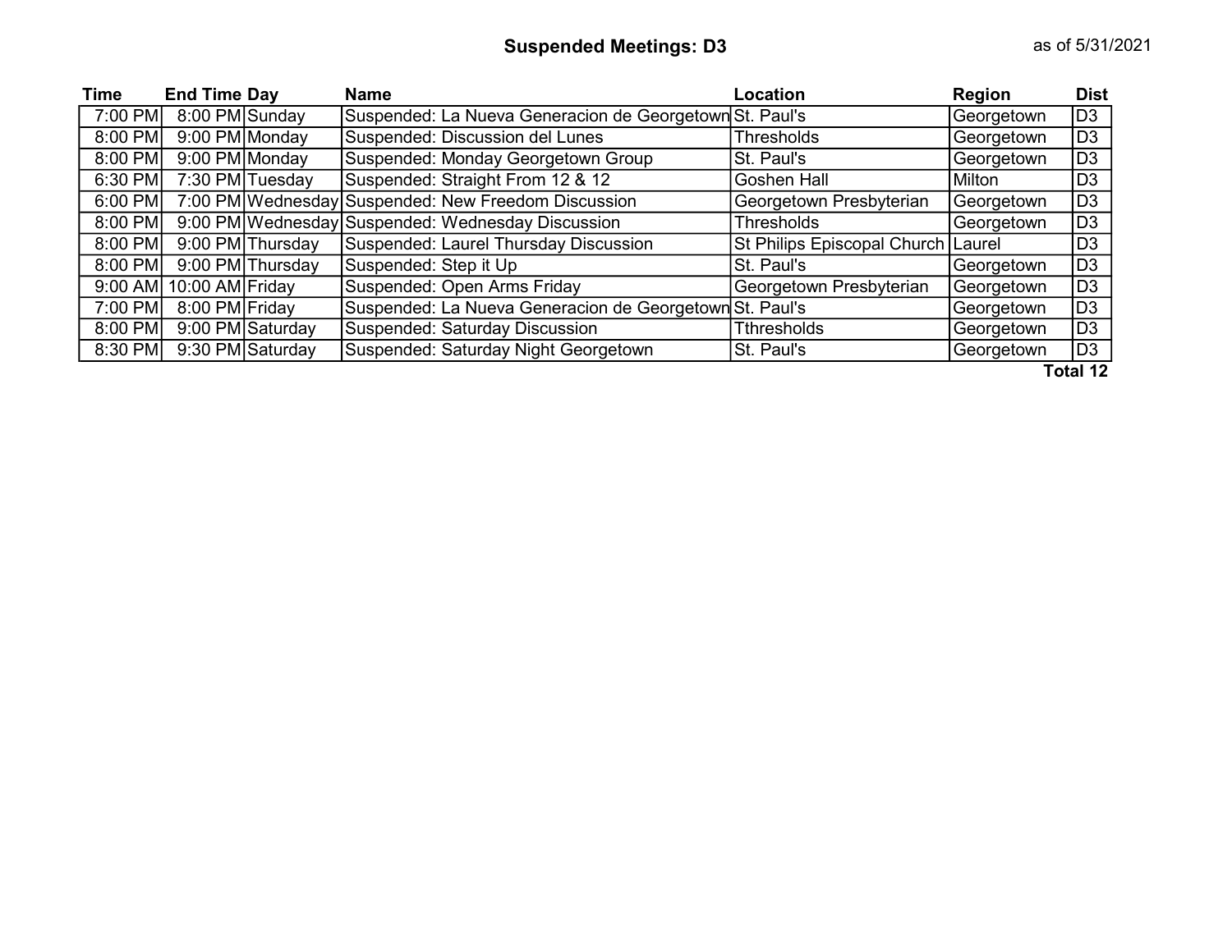## Suspended Meetings: D3

as of 5/31/2021

| Time | End Time | Day | Name | Location | Region | Dist |
|---|---|---|---|---|---|---|
| 7:00 PM | 8:00 PM | Sunday | Suspended: La Nueva Generacion de Georgetown | St. Paul's | Georgetown | D3 |
| 8:00 PM | 9:00 PM | Monday | Suspended: Discussion del Lunes | Thresholds | Georgetown | D3 |
| 8:00 PM | 9:00 PM | Monday | Suspended: Monday Georgetown Group | St. Paul's | Georgetown | D3 |
| 6:30 PM | 7:30 PM | Tuesday | Suspended: Straight From 12 & 12 | Goshen Hall | Milton | D3 |
| 6:00 PM | 7:00 PM | Wednesday | Suspended: New Freedom Discussion | Georgetown Presbyterian | Georgetown | D3 |
| 8:00 PM | 9:00 PM | Wednesday | Suspended: Wednesday Discussion | Thresholds | Georgetown | D3 |
| 8:00 PM | 9:00 PM | Thursday | Suspended: Laurel Thursday Discussion | St Philips Episcopal Church | Laurel | D3 |
| 8:00 PM | 9:00 PM | Thursday | Suspended: Step it Up | St. Paul's | Georgetown | D3 |
| 9:00 AM | 10:00 AM | Friday | Suspended: Open Arms Friday | Georgetown Presbyterian | Georgetown | D3 |
| 7:00 PM | 8:00 PM | Friday | Suspended: La Nueva Generacion de Georgetown | St. Paul's | Georgetown | D3 |
| 8:00 PM | 9:00 PM | Saturday | Suspended: Saturday Discussion | Tthresholds | Georgetown | D3 |
| 8:30 PM | 9:30 PM | Saturday | Suspended: Saturday Night Georgetown | St. Paul's | Georgetown | D3 |

**Total 12**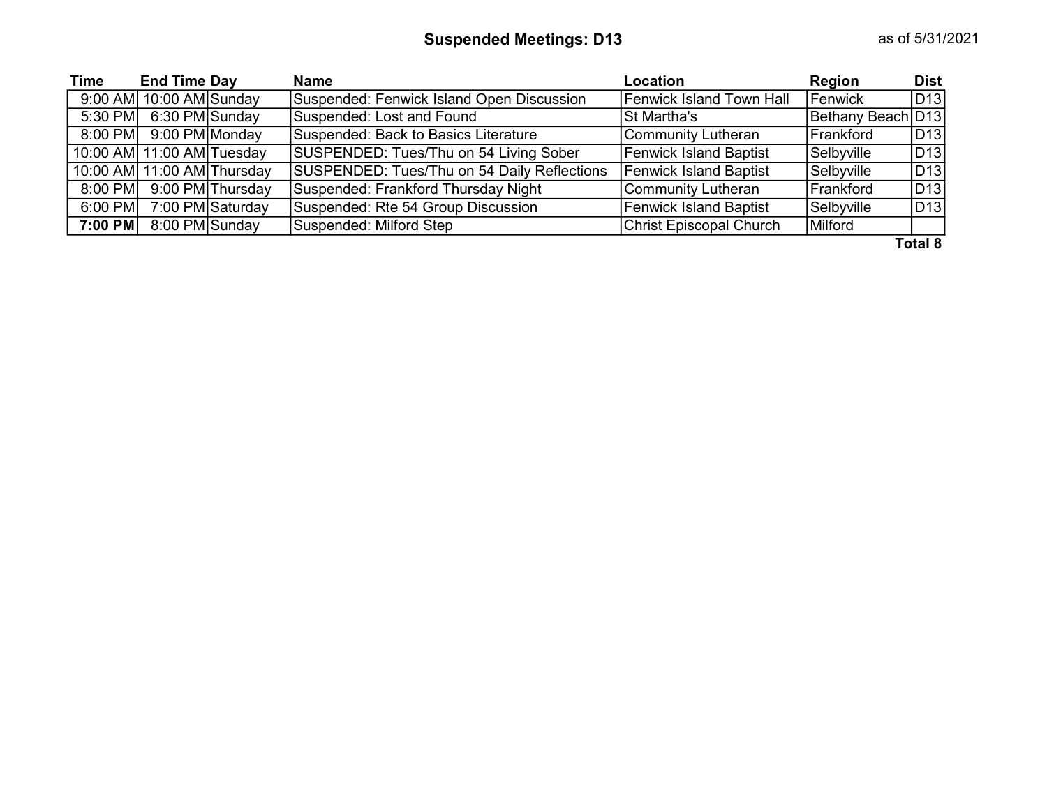## Suspended Meetings: D13

as of 5/31/2021

| Time | End Time | Day | Name | Location | Region | Dist |
|---|---|---|---|---|---|---|
| 9:00 AM | 10:00 AM | Sunday | Suspended: Fenwick Island Open Discussion | Fenwick Island Town Hall | Fenwick | D13 |
| 5:30 PM | 6:30 PM | Sunday | Suspended: Lost and Found | St Martha's | Bethany Beach | D13 |
| 8:00 PM | 9:00 PM | Monday | Suspended: Back to Basics Literature | Community Lutheran | Frankford | D13 |
| 10:00 AM | 11:00 AM | Tuesday | SUSPENDED: Tues/Thu on 54 Living Sober | Fenwick Island Baptist | Selbyville | D13 |
| 10:00 AM | 11:00 AM | Thursday | SUSPENDED: Tues/Thu on 54 Daily Reflections | Fenwick Island Baptist | Selbyville | D13 |
| 8:00 PM | 9:00 PM | Thursday | Suspended: Frankford Thursday Night | Community Lutheran | Frankford | D13 |
| 6:00 PM | 7:00 PM | Saturday | Suspended: Rte 54 Group Discussion | Fenwick Island Baptist | Selbyville | D13 |
| **7:00 PM** | 8:00 PM | Sunday | Suspended: Milford Step | Christ Episcopal Church | Milford | |

**Total 8**